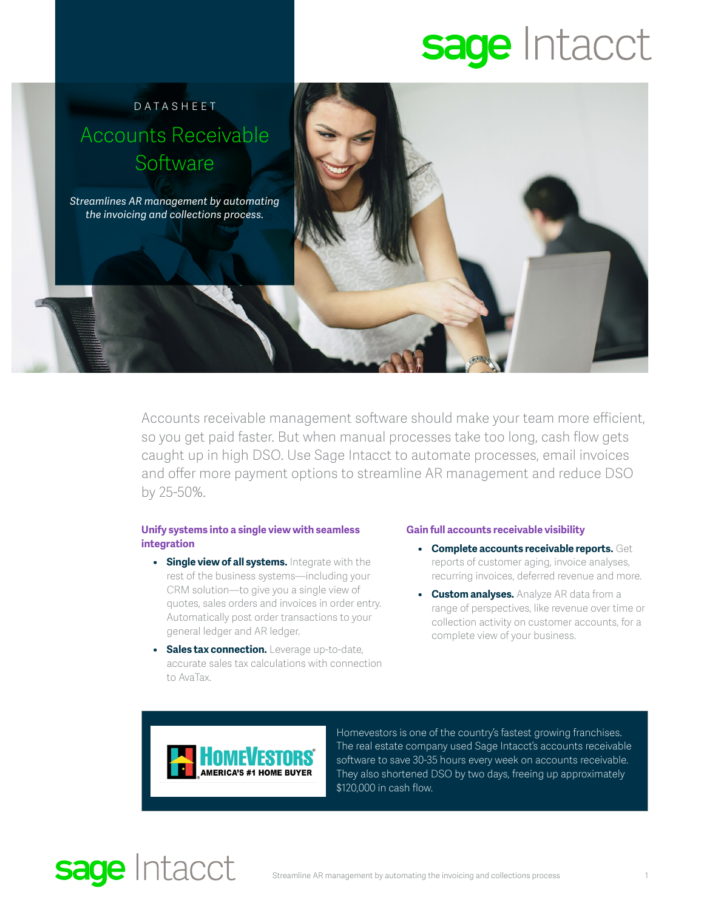DATASHEET

# Accounts Receivable Software

*Streamlines AR management by automating the invoicing and collections process.*

Accounts receivable management software should make your team more efficient, so you get paid faster. But when manual processes take too long, cash flow gets caught up in high DSO. Use Sage Intacct to automate processes, email invoices and offer more payment options to streamline AR management and reduce DSO by 25-50%.

### Unify systems into a single view with seamless integration

- **Single view of all systems.** Integrate with the rest of the business systems—including your CRM solution—to give you a single view of quotes, sales orders and invoices in order entry. Automatically post order transactions to your general ledger and AR ledger.
- **Sales tax connection.** Leverage up-to-date, accurate sales tax calculations with connection to AvaTax.

### Gain full accounts receivable visibility

- **Complete accounts receivable reports.** Get reports of customer aging, invoice analyses, recurring invoices, deferred revenue and more.
- **Custom analyses.** Analyze AR data from a range of perspectives, like revenue over time or collection activity on customer accounts, for a complete view of your business.

HomeVestors® AMERICA'S #1 HOME BUYER

Homevestors is one of the country's fastest growing franchises. The real estate company used Sage Intacct's accounts receivable software to save 30-35 hours every week on accounts receivable. They also shortened DSO by two days, freeing up approximately $120,000 in cash flow.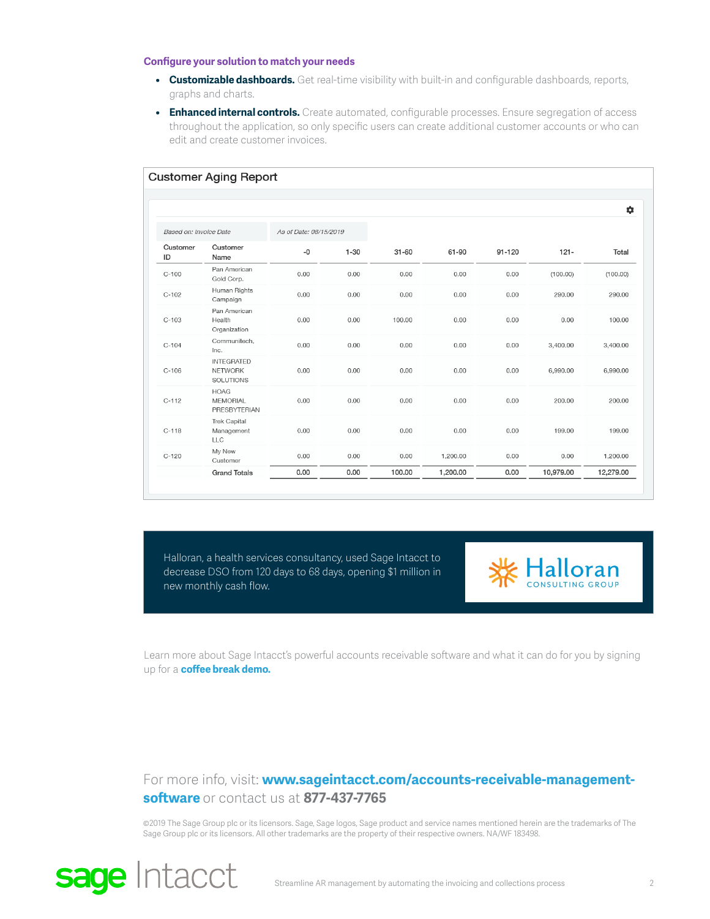### Configure your solution to match your needs

- **Customizable dashboards.** Get real-time visibility with built-in and configurable dashboards, reports, graphs and charts.
- **Enhanced internal controls.** Create automated, configurable processes. Ensure segregation of access throughout the application, so only specific users can create additional customer accounts or who can edit and create customer invoices.

**Customer Aging Report**

*Based on: Invoice Date* | *As of Date: 08/15/2019*

| Customer ID | Customer Name | -0 | 1-30 | 31-60 | 61-90 | 91-120 | 121- | Total |
|---|---|---|---|---|---|---|---|---|
| C-100 | Pan American Gold Corp. | 0.00 | 0.00 | 0.00 | 0.00 | 0.00 | (100.00) | (100.00) |
| C-102 | Human Rights Campaign | 0.00 | 0.00 | 0.00 | 0.00 | 0.00 | 290.00 | 290.00 |
| C-103 | Pan American Health Organization | 0.00 | 0.00 | 100.00 | 0.00 | 0.00 | 0.00 | 100.00 |
| C-104 | Communitech, Inc. | 0.00 | 0.00 | 0.00 | 0.00 | 0.00 | 3,400.00 | 3,400.00 |
| C-106 | INTEGRATED NETWORK SOLUTIONS | 0.00 | 0.00 | 0.00 | 0.00 | 0.00 | 6,990.00 | 6,990.00 |
| C-112 | HOAG MEMORIAL PRESBYTERIAN | 0.00 | 0.00 | 0.00 | 0.00 | 0.00 | 200.00 | 200.00 |
| C-118 | Trek Capital Management LLC | 0.00 | 0.00 | 0.00 | 0.00 | 0.00 | 199.00 | 199.00 |
| C-120 | My New Customer | 0.00 | 0.00 | 0.00 | 1,200.00 | 0.00 | 0.00 | 1,200.00 |
| | Grand Totals | 0.00 | 0.00 | 100.00 | 1,200.00 | 0.00 | 10,979.00 | 12,279.00 |

Halloran, a health services consultancy, used Sage Intacct to decrease DSO from 120 days to 68 days, opening $1 million in new monthly cash flow.

Halloran CONSULTING GROUP

Learn more about Sage Intacct's powerful accounts receivable software and what it can do for you by signing up for a **coffee break demo.**

For more info, visit: **www.sageintacct.com/accounts-receivable-management-software** or contact us at **877-437-7765**

©2019 The Sage Group plc or its licensors. Sage, Sage logos, Sage product and service names mentioned herein are the trademarks of The Sage Group plc or its licensors. All other trademarks are the property of their respective owners. NA/WF 183498.